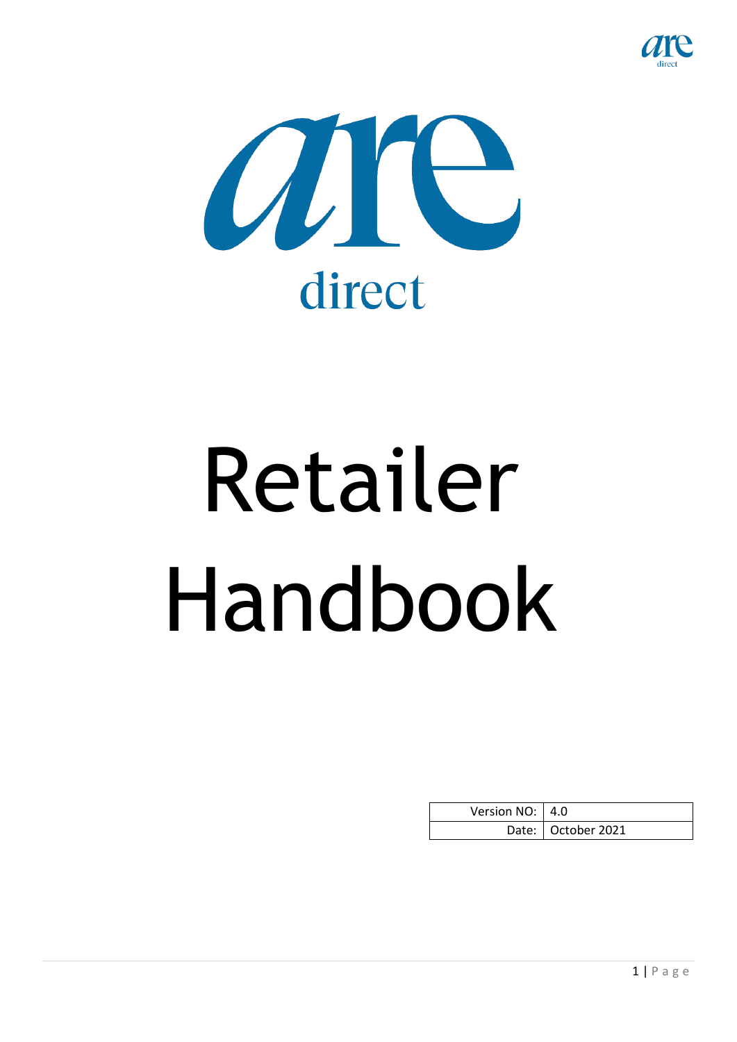are direct

# Retailer Handbook

| Version NO: | 4.0 |
|---|---|
| Date: | October 2021 |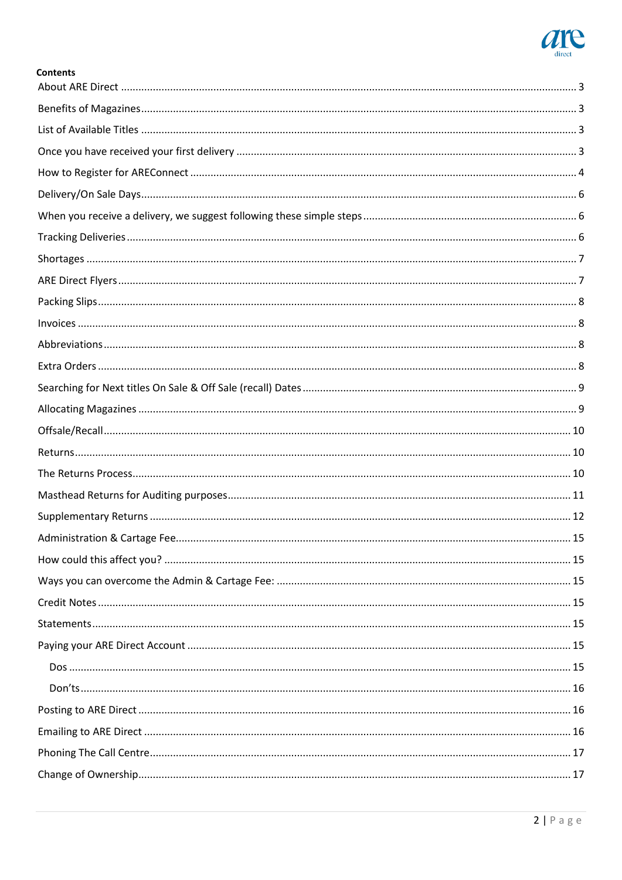**Contents**

About ARE Direct ........................................................................................................................................ 3

Benefits of Magazines ................................................................................................................................. 3

List of Available Titles ................................................................................................................................. 3

Once you have received your first delivery .................................................................................................. 3

How to Register for AREConnect ................................................................................................................. 4

Delivery/On Sale Days .................................................................................................................................. 6

When you receive a delivery, we suggest following these simple steps ........................................................ 6

Tracking Deliveries ...................................................................................................................................... 6

Shortages .................................................................................................................................................... 7

ARE Direct Flyers .......................................................................................................................................... 7

Packing Slips ................................................................................................................................................ 8

Invoices ....................................................................................................................................................... 8

Abbreviations .............................................................................................................................................. 8

Extra Orders ................................................................................................................................................ 8

Searching for Next titles On Sale & Off Sale (recall) Dates .............................................................................. 9

Allocating Magazines ................................................................................................................................... 9

Offsale/Recall ............................................................................................................................................. 10

Returns ....................................................................................................................................................... 10

The Returns Process .................................................................................................................................... 10

Masthead Returns for Auditing purposes .................................................................................................... 11

Supplementary Returns .............................................................................................................................. 12

Administration & Cartage Fee ...................................................................................................................... 15

How could this affect you? .......................................................................................................................... 15

Ways you can overcome the Admin & Cartage Fee: ..................................................................................... 15

Credit Notes ................................................................................................................................................ 15

Statements .................................................................................................................................................. 15

Paying your ARE Direct Account .................................................................................................................. 15

- Dos ........................................................................................................................................................ 15
- Don'ts .................................................................................................................................................... 16

Posting to ARE Direct ................................................................................................................................... 16

Emailing to ARE Direct ................................................................................................................................ 16

Phoning The Call Centre ............................................................................................................................... 17

Change of Ownership ................................................................................................................................... 17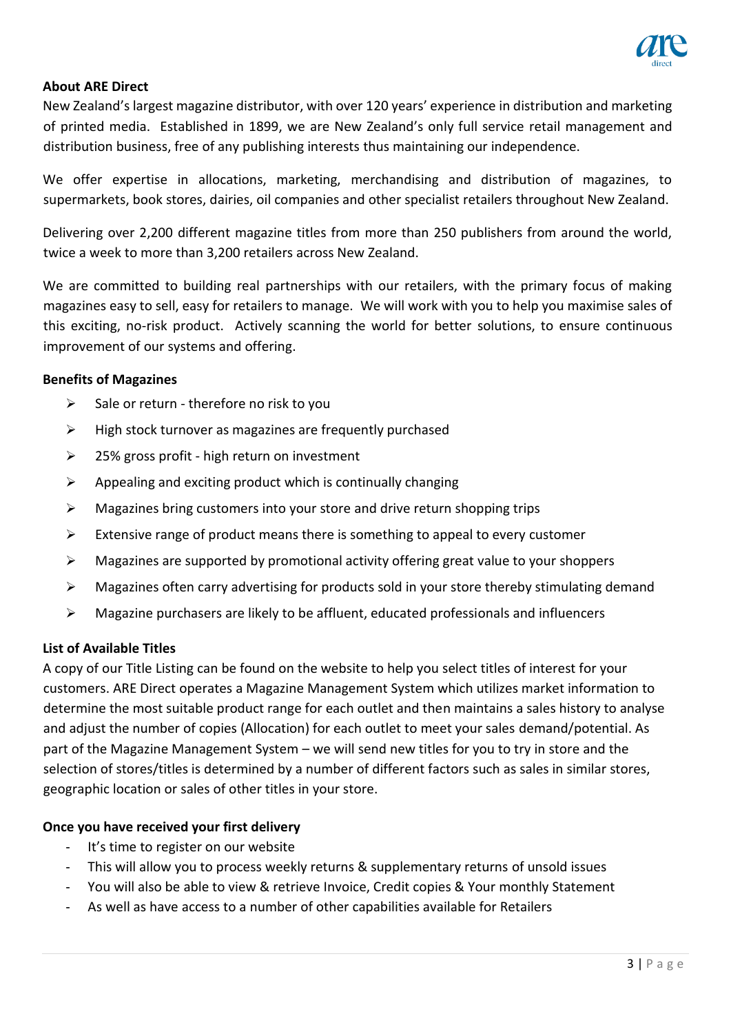**About ARE Direct**

New Zealand's largest magazine distributor, with over 120 years' experience in distribution and marketing of printed media. Established in 1899, we are New Zealand's only full service retail management and distribution business, free of any publishing interests thus maintaining our independence.

We offer expertise in allocations, marketing, merchandising and distribution of magazines, to supermarkets, book stores, dairies, oil companies and other specialist retailers throughout New Zealand.

Delivering over 2,200 different magazine titles from more than 250 publishers from around the world, twice a week to more than 3,200 retailers across New Zealand.

We are committed to building real partnerships with our retailers, with the primary focus of making magazines easy to sell, easy for retailers to manage. We will work with you to help you maximise sales of this exciting, no-risk product. Actively scanning the world for better solutions, to ensure continuous improvement of our systems and offering.

**Benefits of Magazines**

- Sale or return - therefore no risk to you
- High stock turnover as magazines are frequently purchased
- 25% gross profit - high return on investment
- Appealing and exciting product which is continually changing
- Magazines bring customers into your store and drive return shopping trips
- Extensive range of product means there is something to appeal to every customer
- Magazines are supported by promotional activity offering great value to your shoppers
- Magazines often carry advertising for products sold in your store thereby stimulating demand
- Magazine purchasers are likely to be affluent, educated professionals and influencers

**List of Available Titles**

A copy of our Title Listing can be found on the website to help you select titles of interest for your customers. ARE Direct operates a Magazine Management System which utilizes market information to determine the most suitable product range for each outlet and then maintains a sales history to analyse and adjust the number of copies (Allocation) for each outlet to meet your sales demand/potential. As part of the Magazine Management System – we will send new titles for you to try in store and the selection of stores/titles is determined by a number of different factors such as sales in similar stores, geographic location or sales of other titles in your store.

**Once you have received your first delivery**

- It's time to register on our website
- This will allow you to process weekly returns & supplementary returns of unsold issues
- You will also be able to view & retrieve Invoice, Credit copies & Your monthly Statement
- As well as have access to a number of other capabilities available for Retailers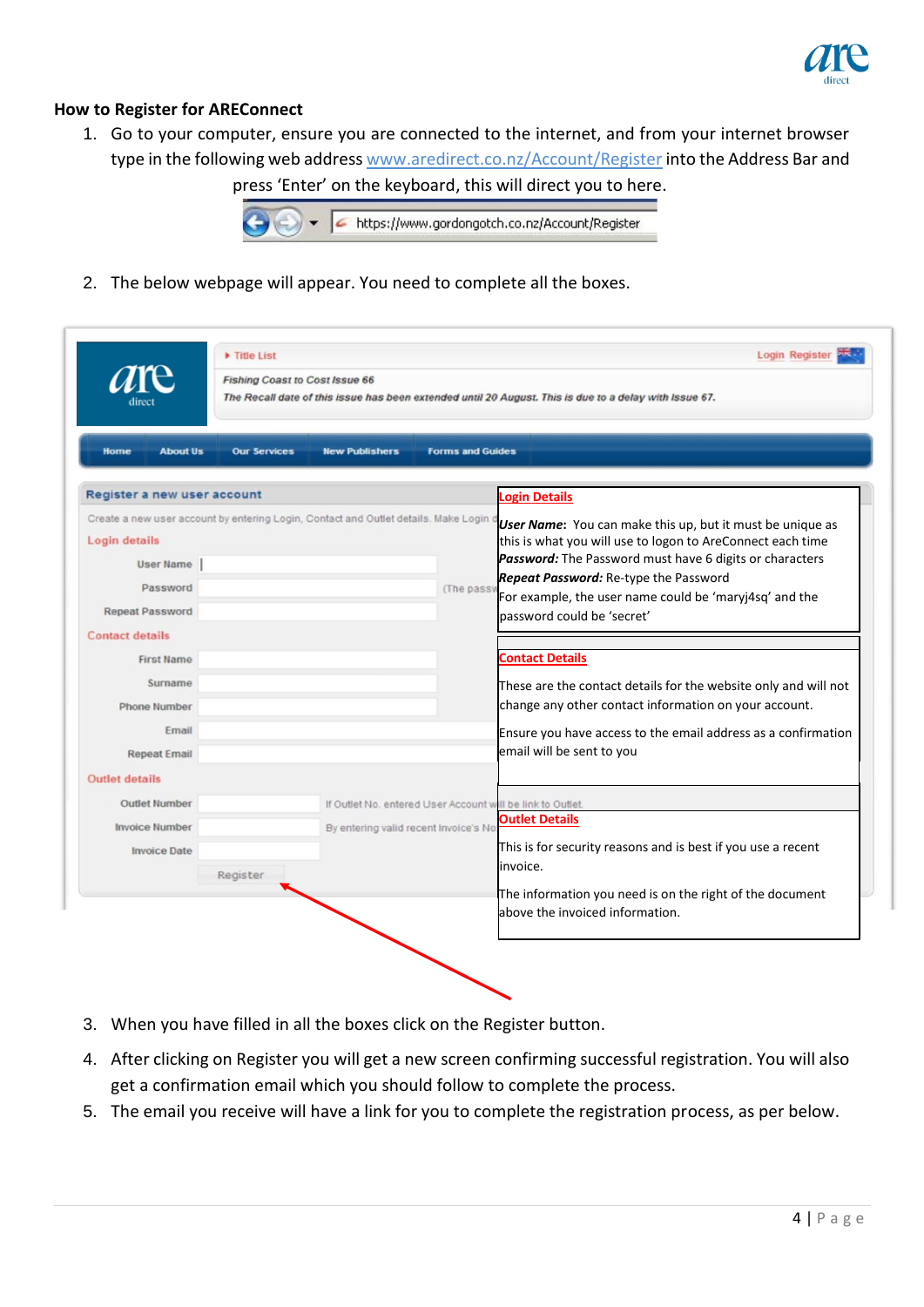## How to Register for ARECConnect

1. Go to your computer, ensure you are connected to the internet, and from your internet browser type in the following web address [www.aredirect.co.nz/Account/Register](www.aredirect.co.nz/Account/Register) into the Address Bar and press 'Enter' on the keyboard, this will direct you to here.

   https://www.gordongotch.co.nz/Account/Register

2. The below webpage will appear. You need to complete all the boxes.

**Login Details**

***User Name***: You can make this up, but it must be unique as this is what you will use to logon to AreConnect each time
***Password:*** The Password must have 6 digits or characters
***Repeat Password:*** Re-type the Password
For example, the user name could be 'maryj4sq' and the password could be 'secret'

**Contact Details**

These are the contact details for the website only and will not change any other contact information on your account.

Ensure you have access to the email address as a confirmation email will be sent to you

**Outlet Details**

This is for security reasons and is best if you use a recent invoice.

The information you need is on the right of the document above the invoiced information.

3. When you have filled in all the boxes click on the Register button.
4. After clicking on Register you will get a new screen confirming successful registration. You will also get a confirmation email which you should follow to complete the process.
5. The email you receive will have a link for you to complete the registration process, as per below.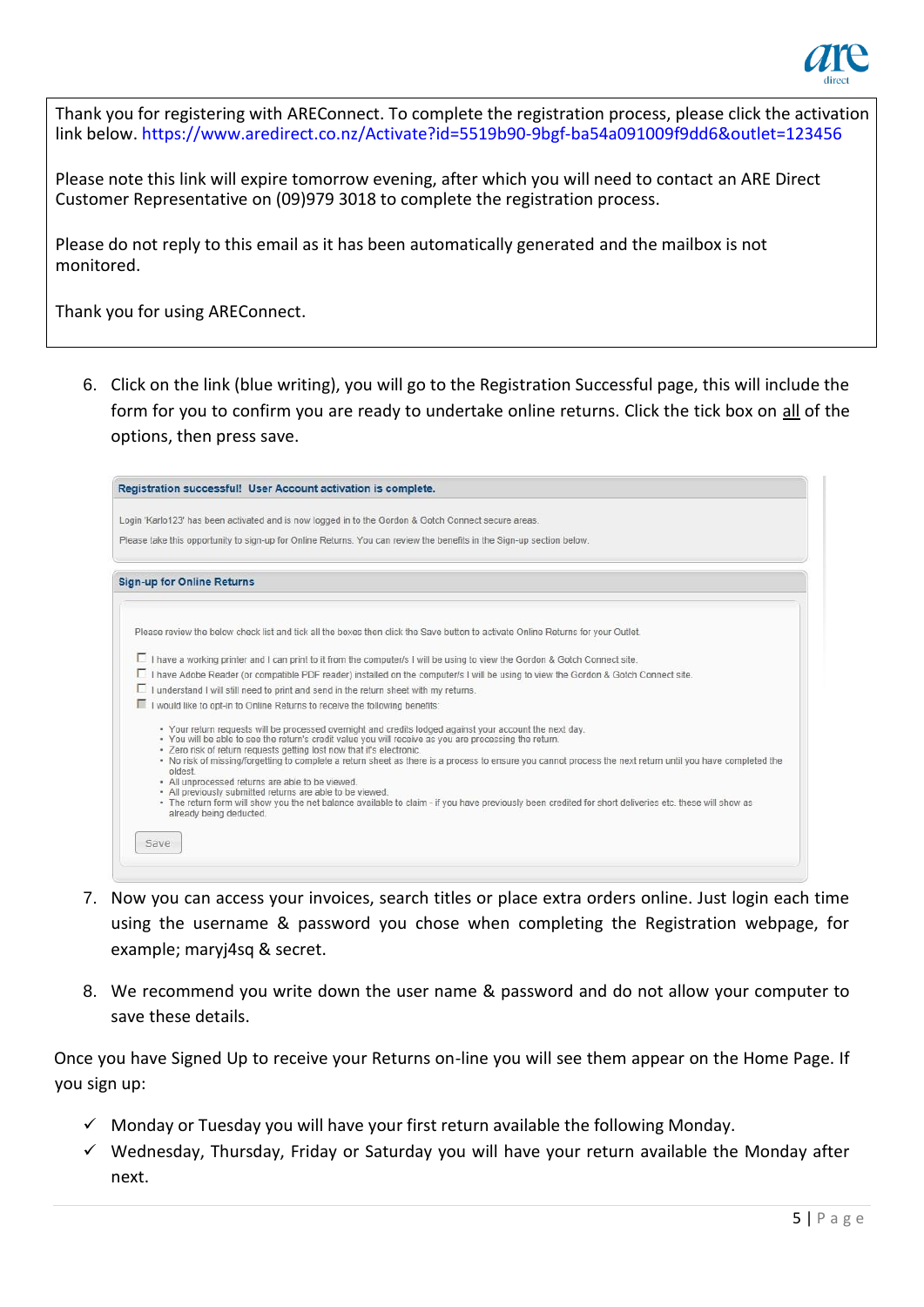Thank you for registering with AREConnect. To complete the registration process, please click the activation link below. https://www.aredirect.co.nz/Activate?id=5519b90-9bgf-ba54a091009f9dd6&outlet=123456

Please note this link will expire tomorrow evening, after which you will need to contact an ARE Direct Customer Representative on (09)979 3018 to complete the registration process.

Please do not reply to this email as it has been automatically generated and the mailbox is not monitored.

Thank you for using AREConnect.

6. Click on the link (blue writing), you will go to the Registration Successful page, this will include the form for you to confirm you are ready to undertake online returns. Click the tick box on all of the options, then press save.

**Registration successful! User Account activation is complete.**

Login 'Karlo123' has been activated and is now logged in to the Gordon & Gotch Connect secure areas.

Please take this opportunity to sign-up for Online Returns. You can review the benefits in the Sign-up section below.

**Sign-up for Online Returns**

Please review the below check list and tick all the boxes then click the Save button to activate Online Returns for your Outlet.

- ☐ I have a working printer and I can print to it from the computer/s I will be using to view the Gordon & Gotch Connect site.
- ☐ I have Adobe Reader (or compatible PDF reader) installed on the computer/s I will be using to view the Gordon & Gotch Connect site.
- ☐ I understand I will still need to print and send in the return sheet with my returns.
- ☐ I would like to opt-in to Online Returns to receive the following benefits:
  - Your return requests will be processed overnight and credits lodged against your account the next day.
  - You will be able to see the return's credit value you will receive as you are processing the return.
  - Zero risk of return requests getting lost now that it's electronic.
  - No risk of missing/forgetting to complete a return sheet as there is a process to ensure you cannot process the next return until you have completed the oldest.
  - All unprocessed returns are able to be viewed.
  - All previously submitted returns are able to be viewed.
  - The return form will show you the net balance available to claim - if you have previously been credited for short deliveries etc. these will show as already being deducted.

Save

7. Now you can access your invoices, search titles or place extra orders online. Just login each time using the username & password you chose when completing the Registration webpage, for example; maryj4sq & secret.

8. We recommend you write down the user name & password and do not allow your computer to save these details.

Once you have Signed Up to receive your Returns on-line you will see them appear on the Home Page. If you sign up:

- ✓ Monday or Tuesday you will have your first return available the following Monday.
- ✓ Wednesday, Thursday, Friday or Saturday you will have your return available the Monday after next.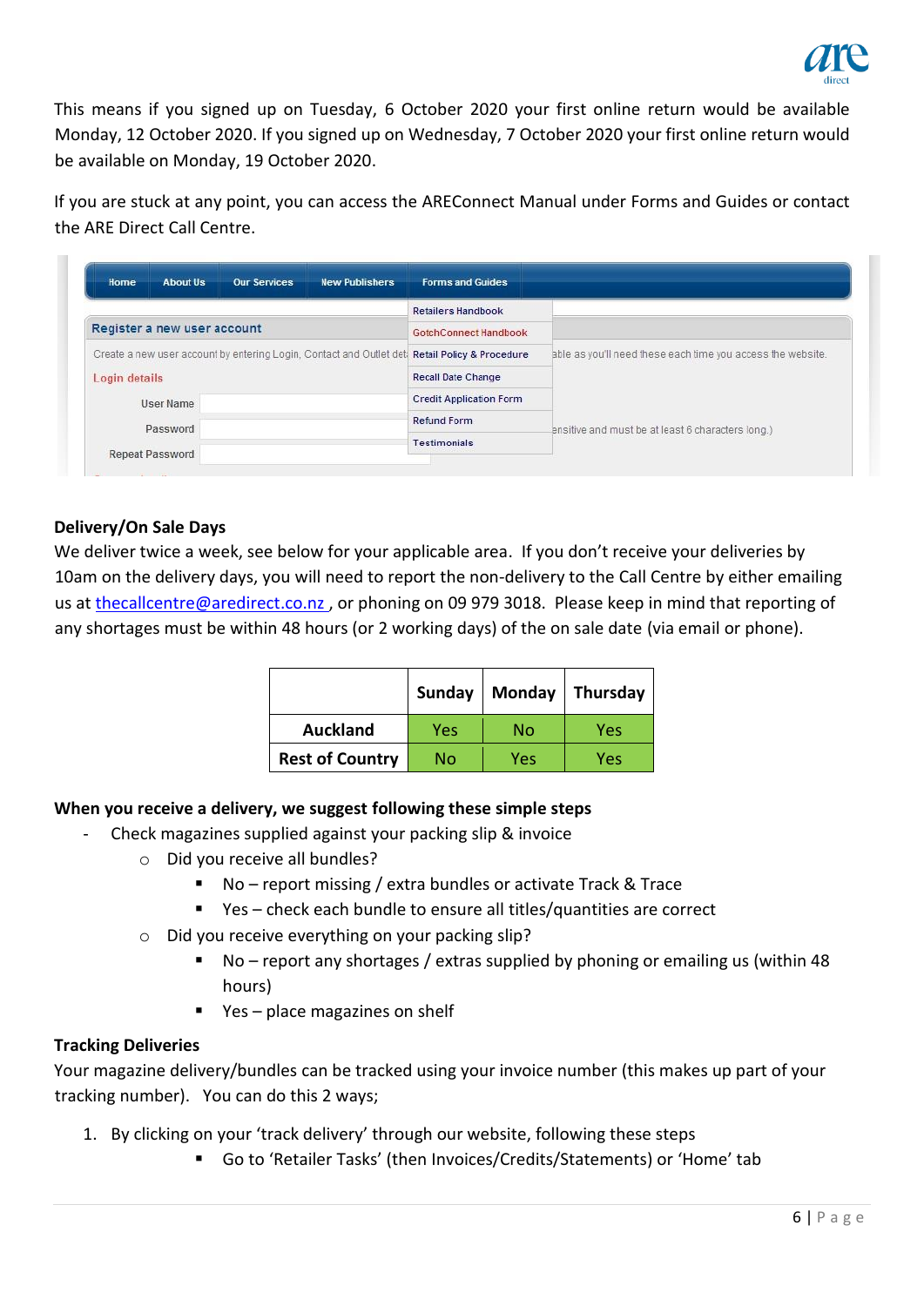This means if you signed up on Tuesday, 6 October 2020 your first online return would be available Monday, 12 October 2020. If you signed up on Wednesday, 7 October 2020 your first online return would be available on Monday, 19 October 2020.

If you are stuck at any point, you can access the AREConnect Manual under Forms and Guides or contact the ARE Direct Call Centre.

### Delivery/On Sale Days

We deliver twice a week, see below for your applicable area. If you don't receive your deliveries by 10am on the delivery days, you will need to report the non-delivery to the Call Centre by either emailing us at thecallcentre@aredirect.co.nz , or phoning on 09 979 3018. Please keep in mind that reporting of any shortages must be within 48 hours (or 2 working days) of the on sale date (via email or phone).

| | Sunday | Monday | Thursday |
|---|---|---|---|
| **Auckland** | Yes | No | Yes |
| **Rest of Country** | No | Yes | Yes |

### When you receive a delivery, we suggest following these simple steps

- Check magazines supplied against your packing slip & invoice
  - Did you receive all bundles?
    - No – report missing / extra bundles or activate Track & Trace
    - Yes – check each bundle to ensure all titles/quantities are correct
  - Did you receive everything on your packing slip?
    - No – report any shortages / extras supplied by phoning or emailing us (within 48 hours)
    - Yes – place magazines on shelf

### Tracking Deliveries

Your magazine delivery/bundles can be tracked using your invoice number (this makes up part of your tracking number). You can do this 2 ways;

1. By clicking on your 'track delivery' through our website, following these steps
   - Go to 'Retailer Tasks' (then Invoices/Credits/Statements) or 'Home' tab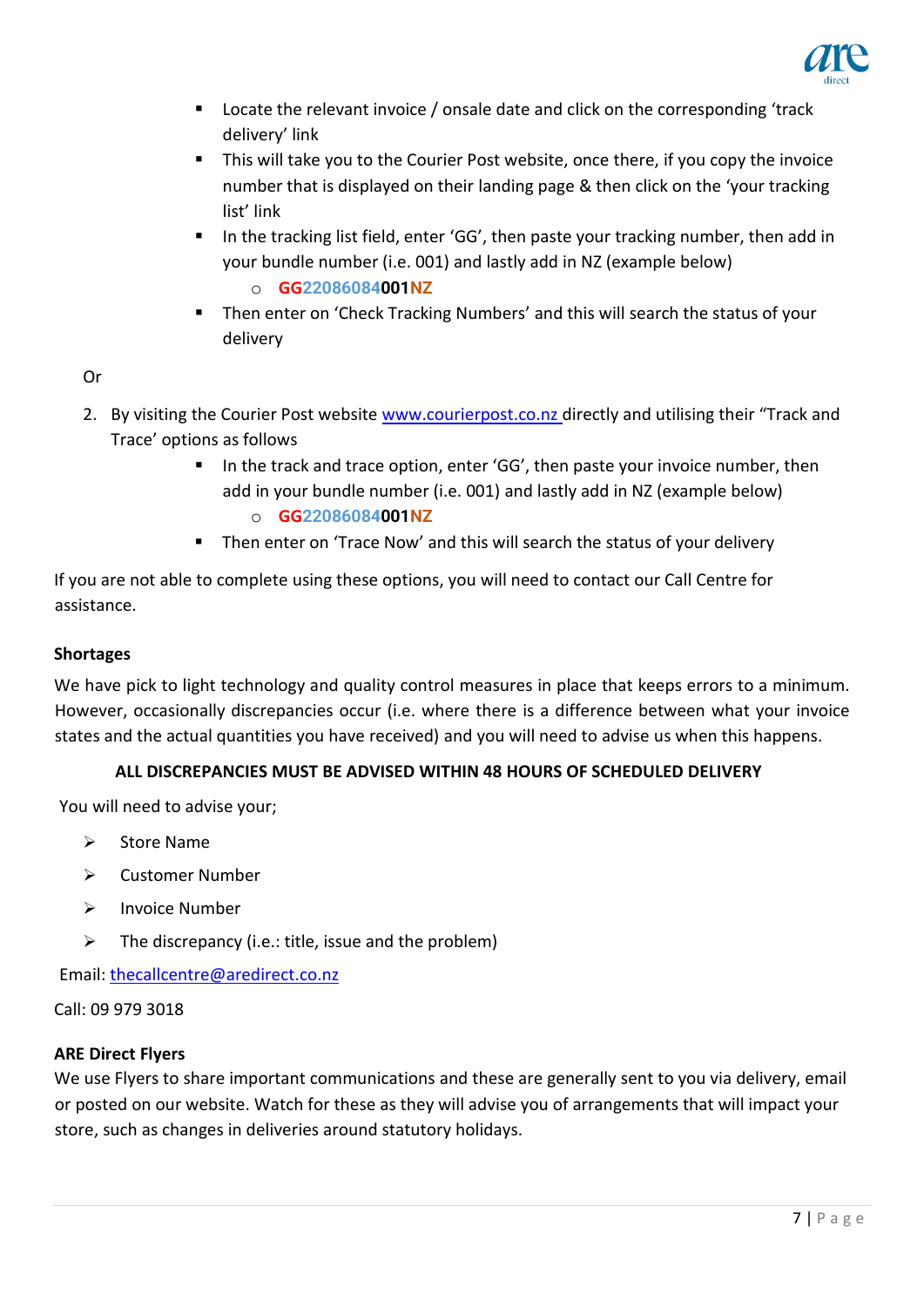- Locate the relevant invoice / onsale date and click on the corresponding 'track delivery' link
- This will take you to the Courier Post website, once there, if you copy the invoice number that is displayed on their landing page & then click on the 'your tracking list' link
- In the tracking list field, enter 'GG', then paste your tracking number, then add in your bundle number (i.e. 001) and lastly add in NZ (example below)
  - **GG22086084001NZ**
- Then enter on 'Check Tracking Numbers' and this will search the status of your delivery

Or

2. By visiting the Courier Post website [www.courierpost.co.nz](http://www.courierpost.co.nz) directly and utilising their "Track and Trace' options as follows
   - In the track and trace option, enter 'GG', then paste your invoice number, then add in your bundle number (i.e. 001) and lastly add in NZ (example below)
     - **GG22086084001NZ**
   - Then enter on 'Trace Now' and this will search the status of your delivery

If you are not able to complete using these options, you will need to contact our Call Centre for assistance.

**Shortages**

We have pick to light technology and quality control measures in place that keeps errors to a minimum. However, occasionally discrepancies occur (i.e. where there is a difference between what your invoice states and the actual quantities you have received) and you will need to advise us when this happens.

**ALL DISCREPANCIES MUST BE ADVISED WITHIN 48 HOURS OF SCHEDULED DELIVERY**

You will need to advise your;

- Store Name
- Customer Number
- Invoice Number
- The discrepancy (i.e.: title, issue and the problem)

Email: [thecallcentre@aredirect.co.nz](mailto:thecallcentre@aredirect.co.nz)

Call: 09 979 3018

**ARE Direct Flyers**

We use Flyers to share important communications and these are generally sent to you via delivery, email or posted on our website. Watch for these as they will advise you of arrangements that will impact your store, such as changes in deliveries around statutory holidays.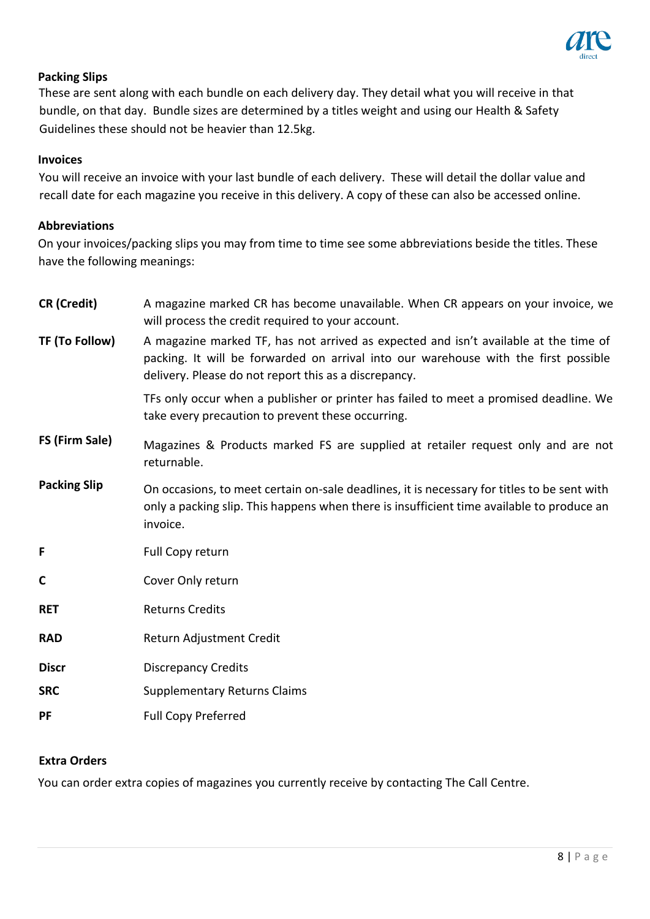**Packing Slips**

These are sent along with each bundle on each delivery day. They detail what you will receive in that bundle, on that day. Bundle sizes are determined by a titles weight and using our Health & Safety Guidelines these should not be heavier than 12.5kg.

**Invoices**

You will receive an invoice with your last bundle of each delivery. These will detail the dollar value and recall date for each magazine you receive in this delivery. A copy of these can also be accessed online.

**Abbreviations**

On your invoices/packing slips you may from time to time see some abbreviations beside the titles. These have the following meanings:

**CR (Credit)** — A magazine marked CR has become unavailable. When CR appears on your invoice, we will process the credit required to your account.

**TF (To Follow)** — A magazine marked TF, has not arrived as expected and isn't available at the time of packing. It will be forwarded on arrival into our warehouse with the first possible delivery. Please do not report this as a discrepancy.

TFs only occur when a publisher or printer has failed to meet a promised deadline. We take every precaution to prevent these occurring.

**FS (Firm Sale)** — Magazines & Products marked FS are supplied at retailer request only and are not returnable.

**Packing Slip** — On occasions, to meet certain on-sale deadlines, it is necessary for titles to be sent with only a packing slip. This happens when there is insufficient time available to produce an invoice.

**F** — Full Copy return

**C** — Cover Only return

**RET** — Returns Credits

**RAD** — Return Adjustment Credit

**Discr** — Discrepancy Credits

**SRC** — Supplementary Returns Claims

**PF** — Full Copy Preferred

**Extra Orders**

You can order extra copies of magazines you currently receive by contacting The Call Centre.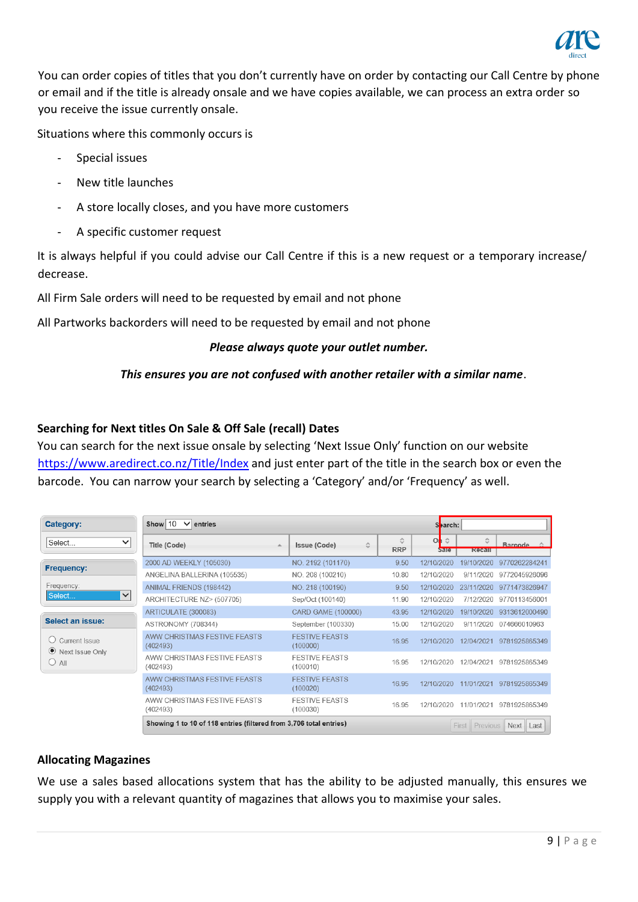You can order copies of titles that you don't currently have on order by contacting our Call Centre by phone or email and if the title is already onsale and we have copies available, we can process an extra order so you receive the issue currently onsale.

Situations where this commonly occurs is

- Special issues
- New title launches
- A store locally closes, and you have more customers
- A specific customer request

It is always helpful if you could advise our Call Centre if this is a new request or a temporary increase/ decrease.

All Firm Sale orders will need to be requested by email and not phone

All Partworks backorders will need to be requested by email and not phone

***Please always quote your outlet number.***

***This ensures you are not confused with another retailer with a similar name***.

**Searching for Next titles On Sale & Off Sale (recall) Dates**

You can search for the next issue onsale by selecting 'Next Issue Only' function on our website https://www.aredirect.co.nz/Title/Index and just enter part of the title in the search box or even the barcode. You can narrow your search by selecting a 'Category' and/or 'Frequency' as well.

**Category:** Select...

**Frequency:** Frequency: Select...

**Select an issue:**
- ○ Current Issue
- ◉ Next Issue Only
- ○ All

Show 10 entries — Search:

| Title (Code) | Issue (Code) | RRP | On Sale | Recall | Barcode |
|---|---|---|---|---|---|
| 2000 AD WEEKLY (105030) | NO. 2192 (101170) | 9.50 | 12/10/2020 | 19/10/2020 | 9770262284241 |
| ANGELINA BALLERINA (105535) | NO. 208 (100210) | 10.80 | 12/10/2020 | 9/11/2020 | 9772045928096 |
| ANIMAL FRIENDS (198442) | NO. 218 (100190) | 9.50 | 12/10/2020 | 23/11/2020 | 9771473828947 |
| ARCHITECTURE NZ> (507705) | Sep/Oct (100140) | 11.90 | 12/10/2020 | 7/12/2020 | 9770113456001 |
| ARTICULATE (300083) | CARD GAME (100000) | 43.95 | 12/10/2020 | 19/10/2020 | 9313612000490 |
| ASTRONOMY (708344) | September (100330) | 15.00 | 12/10/2020 | 9/11/2020 | 074666010963 |
| AWW CHRISTMAS FESTIVE FEASTS (402493) | FESTIVE FEASTS (100000) | 16.95 | 12/10/2020 | 12/04/2021 | 9781925865349 |
| AWW CHRISTMAS FESTIVE FEASTS (402493) | FESTIVE FEASTS (100010) | 16.95 | 12/10/2020 | 12/04/2021 | 9781925865349 |
| AWW CHRISTMAS FESTIVE FEASTS (402493) | FESTIVE FEASTS (100020) | 16.95 | 12/10/2020 | 11/01/2021 | 9781925865349 |
| AWW CHRISTMAS FESTIVE FEASTS (402493) | FESTIVE FEASTS (100030) | 16.95 | 12/10/2020 | 11/01/2021 | 9781925865349 |

Showing 1 to 10 of 118 entries (filtered from 3,706 total entries) — First Previous Next Last

**Allocating Magazines**

We use a sales based allocations system that has the ability to be adjusted manually, this ensures we supply you with a relevant quantity of magazines that allows you to maximise your sales.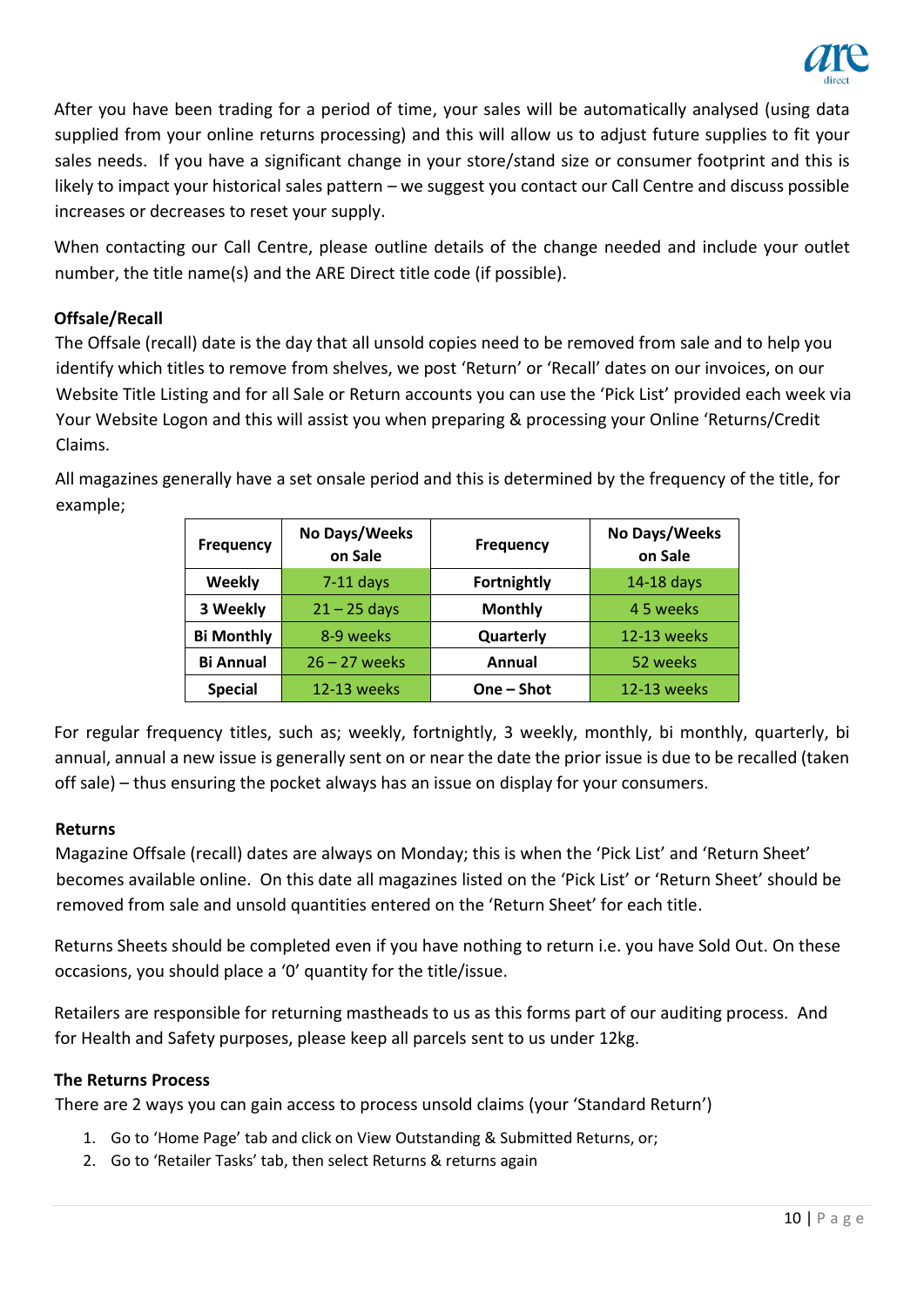After you have been trading for a period of time, your sales will be automatically analysed (using data supplied from your online returns processing) and this will allow us to adjust future supplies to fit your sales needs. If you have a significant change in your store/stand size or consumer footprint and this is likely to impact your historical sales pattern – we suggest you contact our Call Centre and discuss possible increases or decreases to reset your supply.

When contacting our Call Centre, please outline details of the change needed and include your outlet number, the title name(s) and the ARE Direct title code (if possible).

**Offsale/Recall**

The Offsale (recall) date is the day that all unsold copies need to be removed from sale and to help you identify which titles to remove from shelves, we post 'Return' or 'Recall' dates on our invoices, on our Website Title Listing and for all Sale or Return accounts you can use the 'Pick List' provided each week via Your Website Logon and this will assist you when preparing & processing your Online 'Returns/Credit Claims.

All magazines generally have a set onsale period and this is determined by the frequency of the title, for example;

| Frequency | No Days/Weeks on Sale | Frequency | No Days/Weeks on Sale |
|---|---|---|---|
| **Weekly** | 7-11 days | **Fortnightly** | 14-18 days |
| **3 Weekly** | 21 – 25 days | **Monthly** | 4 5 weeks |
| **Bi Monthly** | 8-9 weeks | **Quarterly** | 12-13 weeks |
| **Bi Annual** | 26 – 27 weeks | **Annual** | 52 weeks |
| **Special** | 12-13 weeks | **One – Shot** | 12-13 weeks |

For regular frequency titles, such as; weekly, fortnightly, 3 weekly, monthly, bi monthly, quarterly, bi annual, annual a new issue is generally sent on or near the date the prior issue is due to be recalled (taken off sale) – thus ensuring the pocket always has an issue on display for your consumers.

**Returns**

Magazine Offsale (recall) dates are always on Monday; this is when the 'Pick List' and 'Return Sheet' becomes available online. On this date all magazines listed on the 'Pick List' or 'Return Sheet' should be removed from sale and unsold quantities entered on the 'Return Sheet' for each title.

Returns Sheets should be completed even if you have nothing to return i.e. you have Sold Out. On these occasions, you should place a '0' quantity for the title/issue.

Retailers are responsible for returning mastheads to us as this forms part of our auditing process. And for Health and Safety purposes, please keep all parcels sent to us under 12kg.

**The Returns Process**

There are 2 ways you can gain access to process unsold claims (your 'Standard Return')

1. Go to 'Home Page' tab and click on View Outstanding & Submitted Returns, or;
2. Go to 'Retailer Tasks' tab, then select Returns & returns again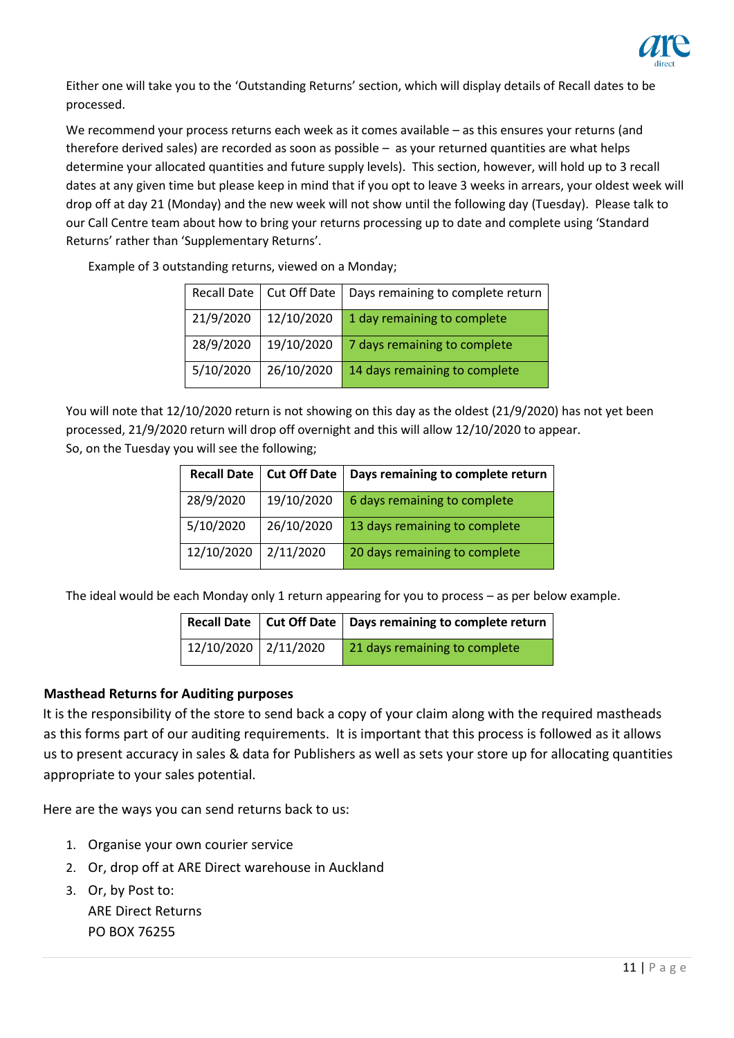Either one will take you to the 'Outstanding Returns' section, which will display details of Recall dates to be processed.

We recommend your process returns each week as it comes available – as this ensures your returns (and therefore derived sales) are recorded as soon as possible – as your returned quantities are what helps determine your allocated quantities and future supply levels). This section, however, will hold up to 3 recall dates at any given time but please keep in mind that if you opt to leave 3 weeks in arrears, your oldest week will drop off at day 21 (Monday) and the new week will not show until the following day (Tuesday). Please talk to our Call Centre team about how to bring your returns processing up to date and complete using 'Standard Returns' rather than 'Supplementary Returns'.

Example of 3 outstanding returns, viewed on a Monday;

| Recall Date | Cut Off Date | Days remaining to complete return |
|---|---|---|
| 21/9/2020 | 12/10/2020 | 1 day remaining to complete |
| 28/9/2020 | 19/10/2020 | 7 days remaining to complete |
| 5/10/2020 | 26/10/2020 | 14 days remaining to complete |

You will note that 12/10/2020 return is not showing on this day as the oldest (21/9/2020) has not yet been processed, 21/9/2020 return will drop off overnight and this will allow 12/10/2020 to appear.
So, on the Tuesday you will see the following;

| Recall Date | Cut Off Date | Days remaining to complete return |
|---|---|---|
| 28/9/2020 | 19/10/2020 | 6 days remaining to complete |
| 5/10/2020 | 26/10/2020 | 13 days remaining to complete |
| 12/10/2020 | 2/11/2020 | 20 days remaining to complete |

The ideal would be each Monday only 1 return appearing for you to process – as per below example.

| Recall Date | Cut Off Date | Days remaining to complete return |
|---|---|---|
| 12/10/2020 | 2/11/2020 | 21 days remaining to complete |

**Masthead Returns for Auditing purposes**

It is the responsibility of the store to send back a copy of your claim along with the required mastheads as this forms part of our auditing requirements. It is important that this process is followed as it allows us to present accuracy in sales & data for Publishers as well as sets your store up for allocating quantities appropriate to your sales potential.

Here are the ways you can send returns back to us:

1. Organise your own courier service
2. Or, drop off at ARE Direct warehouse in Auckland
3. Or, by Post to:
   ARE Direct Returns
   PO BOX 76255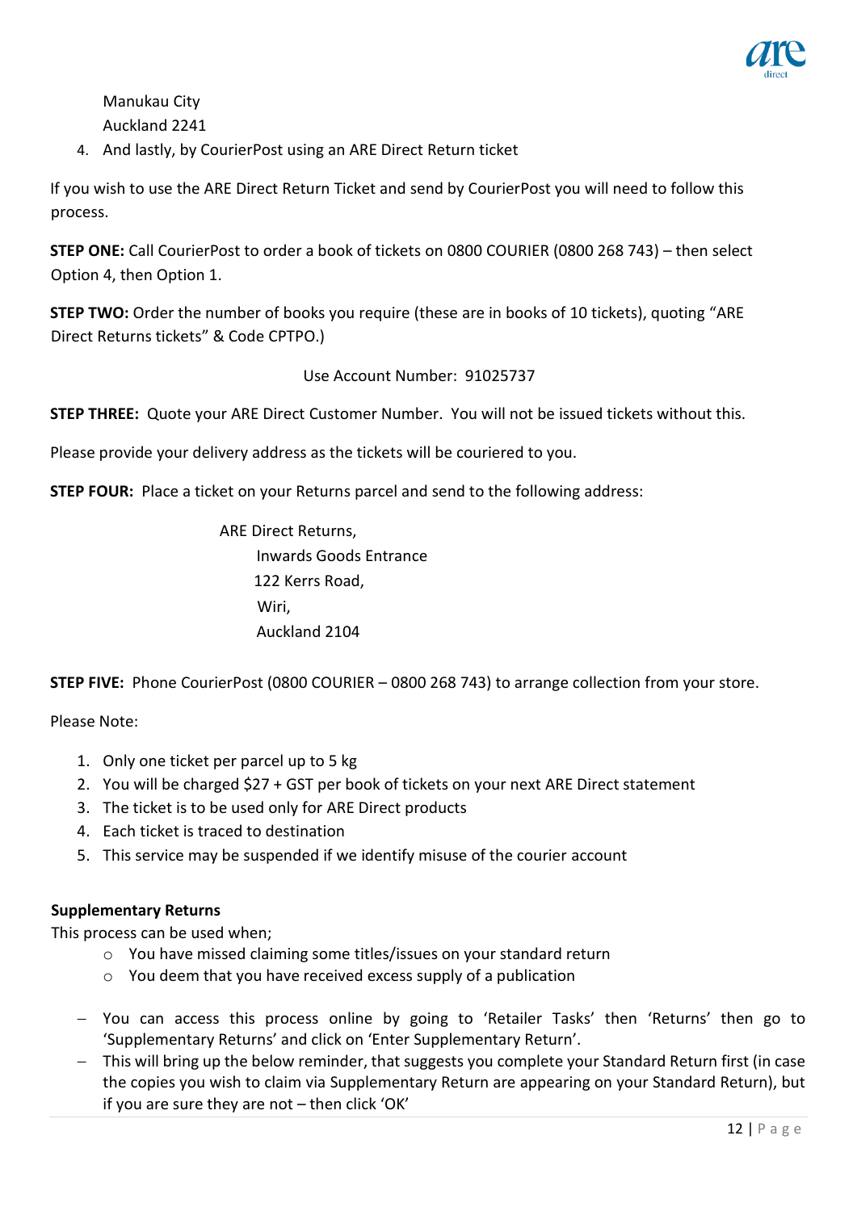Manukau City
Auckland 2241

4. And lastly, by CourierPost using an ARE Direct Return ticket

If you wish to use the ARE Direct Return Ticket and send by CourierPost you will need to follow this process.

**STEP ONE:** Call CourierPost to order a book of tickets on 0800 COURIER (0800 268 743) – then select Option 4, then Option 1.

**STEP TWO:** Order the number of books you require (these are in books of 10 tickets), quoting "ARE Direct Returns tickets" & Code CPTPO.)

Use Account Number: 91025737

**STEP THREE:** Quote your ARE Direct Customer Number. You will not be issued tickets without this.

Please provide your delivery address as the tickets will be couriered to you.

**STEP FOUR:** Place a ticket on your Returns parcel and send to the following address:

ARE Direct Returns,
Inwards Goods Entrance
122 Kerrs Road,
Wiri,
Auckland 2104

**STEP FIVE:** Phone CourierPost (0800 COURIER – 0800 268 743) to arrange collection from your store.

Please Note:

1. Only one ticket per parcel up to 5 kg
2. You will be charged $27 + GST per book of tickets on your next ARE Direct statement
3. The ticket is to be used only for ARE Direct products
4. Each ticket is traced to destination
5. This service may be suspended if we identify misuse of the courier account

**Supplementary Returns**

This process can be used when;

- You have missed claiming some titles/issues on your standard return
- You deem that you have received excess supply of a publication

- You can access this process online by going to 'Retailer Tasks' then 'Returns' then go to 'Supplementary Returns' and click on 'Enter Supplementary Return'.
- This will bring up the below reminder, that suggests you complete your Standard Return first (in case the copies you wish to claim via Supplementary Return are appearing on your Standard Return), but if you are sure they are not – then click 'OK'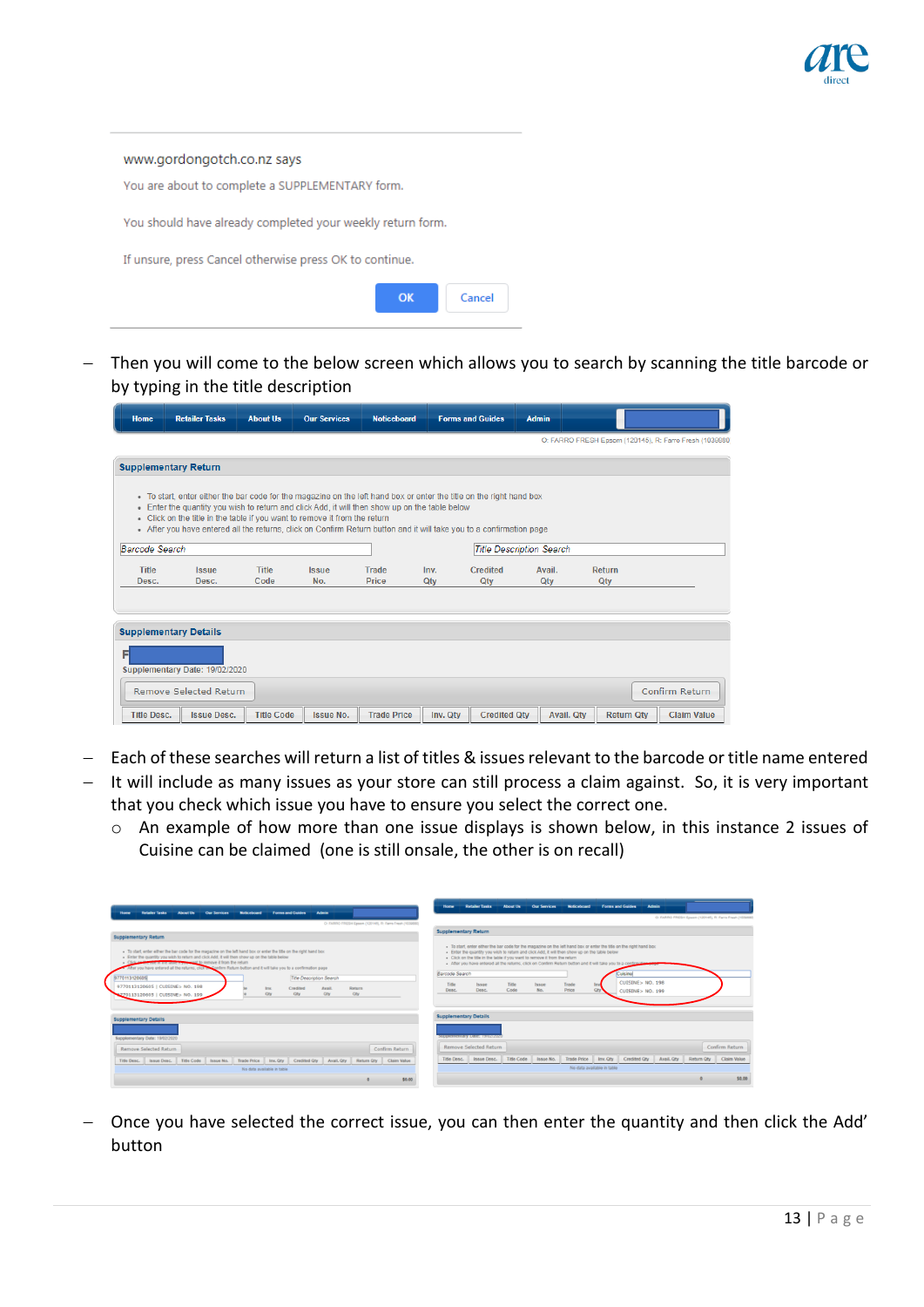www.gordongotch.co.nz says

You are about to complete a SUPPLEMENTARY form.

You should have already completed your weekly return form.

If unsure, press Cancel otherwise press OK to continue.

OK Cancel

- Then you will come to the below screen which allows you to search by scanning the title barcode or by typing in the title description

Home | Retailer Tasks | About Us | Our Services | Noticeboard | Forms and Guides | Admin

**Supplementary Return**

- To start, enter either the bar code for the magazine on the left hand box or enter the title on the right hand box
- Enter the quantity you wish to return and click Add, it will then show up on the table below
- Click on the title in the table if you want to remove it from the return
- After you have entered all the returns, click on Confirm Return button and it will take you to a confirmation page

Barcode Search | Title Description Search

| Title Desc. | Issue Desc. | Title Code | Issue No. | Trade Price | Inv. Qty | Credited Qty | Avail. Qty | Return Qty |
|---|---|---|---|---|---|---|---|---|

**Supplementary Details**

Supplementary Date: 19/02/2020

Remove Selected Return | Confirm Return

| Title Desc. | Issue Desc. | Title Code | Issue No. | Trade Price | Inv. Qty | Credited Qty | Avail. Qty | Return Qty | Claim Value |
|---|---|---|---|---|---|---|---|---|---|

- Each of these searches will return a list of titles & issues relevant to the barcode or title name entered
- It will include as many issues as your store can still process a claim against. So, it is very important that you check which issue you have to ensure you select the correct one.
  - An example of how more than one issue displays is shown below, in this instance 2 issues of Cuisine can be claimed (one is still onsale, the other is on recall)

- Once you have selected the correct issue, you can then enter the quantity and then click the Add' button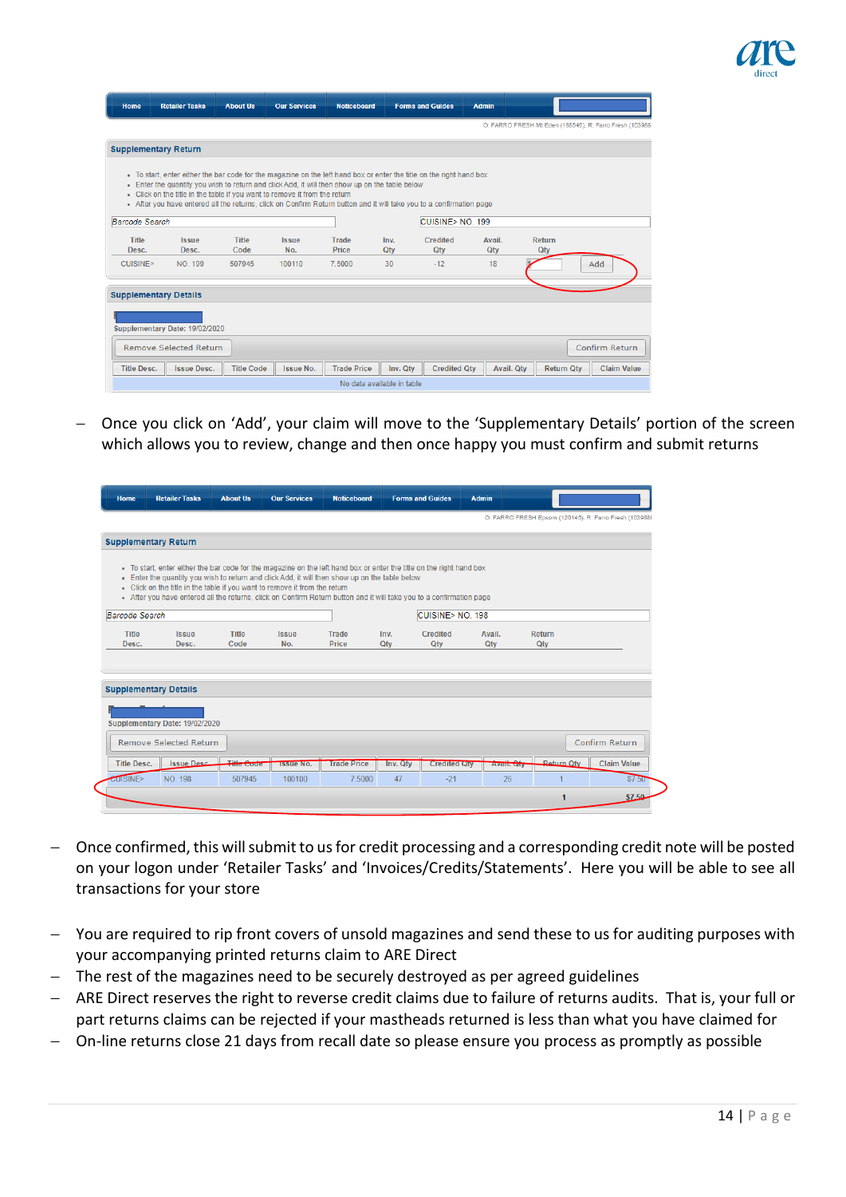- Once you click on ‘Add’, your claim will move to the ‘Supplementary Details’ portion of the screen which allows you to review, change and then once happy you must confirm and submit returns

- Once confirmed, this will submit to us for credit processing and a corresponding credit note will be posted on your logon under ‘Retailer Tasks’ and ‘Invoices/Credits/Statements’. Here you will be able to see all transactions for your store

- You are required to rip front covers of unsold magazines and send these to us for auditing purposes with your accompanying printed returns claim to ARE Direct
- The rest of the magazines need to be securely destroyed as per agreed guidelines
- ARE Direct reserves the right to reverse credit claims due to failure of returns audits. That is, your full or part returns claims can be rejected if your mastheads returned is less than what you have claimed for
- On-line returns close 21 days from recall date so please ensure you process as promptly as possible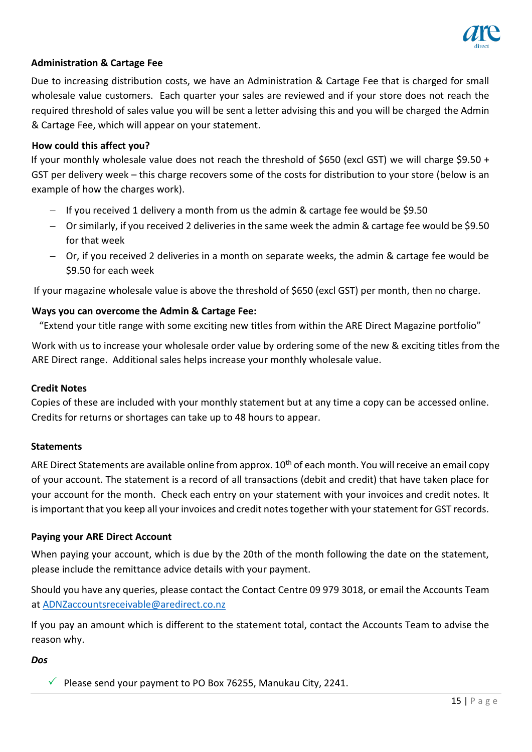**Administration & Cartage Fee**

Due to increasing distribution costs, we have an Administration & Cartage Fee that is charged for small wholesale value customers. Each quarter your sales are reviewed and if your store does not reach the required threshold of sales value you will be sent a letter advising this and you will be charged the Admin & Cartage Fee, which will appear on your statement.

**How could this affect you?**

If your monthly wholesale value does not reach the threshold of $650 (excl GST) we will charge $9.50 + GST per delivery week – this charge recovers some of the costs for distribution to your store (below is an example of how the charges work).

- If you received 1 delivery a month from us the admin & cartage fee would be $9.50
- Or similarly, if you received 2 deliveries in the same week the admin & cartage fee would be $9.50 for that week
- Or, if you received 2 deliveries in a month on separate weeks, the admin & cartage fee would be $9.50 for each week

If your magazine wholesale value is above the threshold of $650 (excl GST) per month, then no charge.

**Ways you can overcome the Admin & Cartage Fee:**

"Extend your title range with some exciting new titles from within the ARE Direct Magazine portfolio"

Work with us to increase your wholesale order value by ordering some of the new & exciting titles from the ARE Direct range. Additional sales helps increase your monthly wholesale value.

**Credit Notes**

Copies of these are included with your monthly statement but at any time a copy can be accessed online. Credits for returns or shortages can take up to 48 hours to appear.

**Statements**

ARE Direct Statements are available online from approx. 10th of each month. You will receive an email copy of your account. The statement is a record of all transactions (debit and credit) that have taken place for your account for the month. Check each entry on your statement with your invoices and credit notes. It is important that you keep all your invoices and credit notes together with your statement for GST records.

**Paying your ARE Direct Account**

When paying your account, which is due by the 20th of the month following the date on the statement, please include the remittance advice details with your payment.

Should you have any queries, please contact the Contact Centre 09 979 3018, or email the Accounts Team at ADNZaccountsreceivable@aredirect.co.nz

If you pay an amount which is different to the statement total, contact the Accounts Team to advise the reason why.

***Dos***

- ✓ Please send your payment to PO Box 76255, Manukau City, 2241.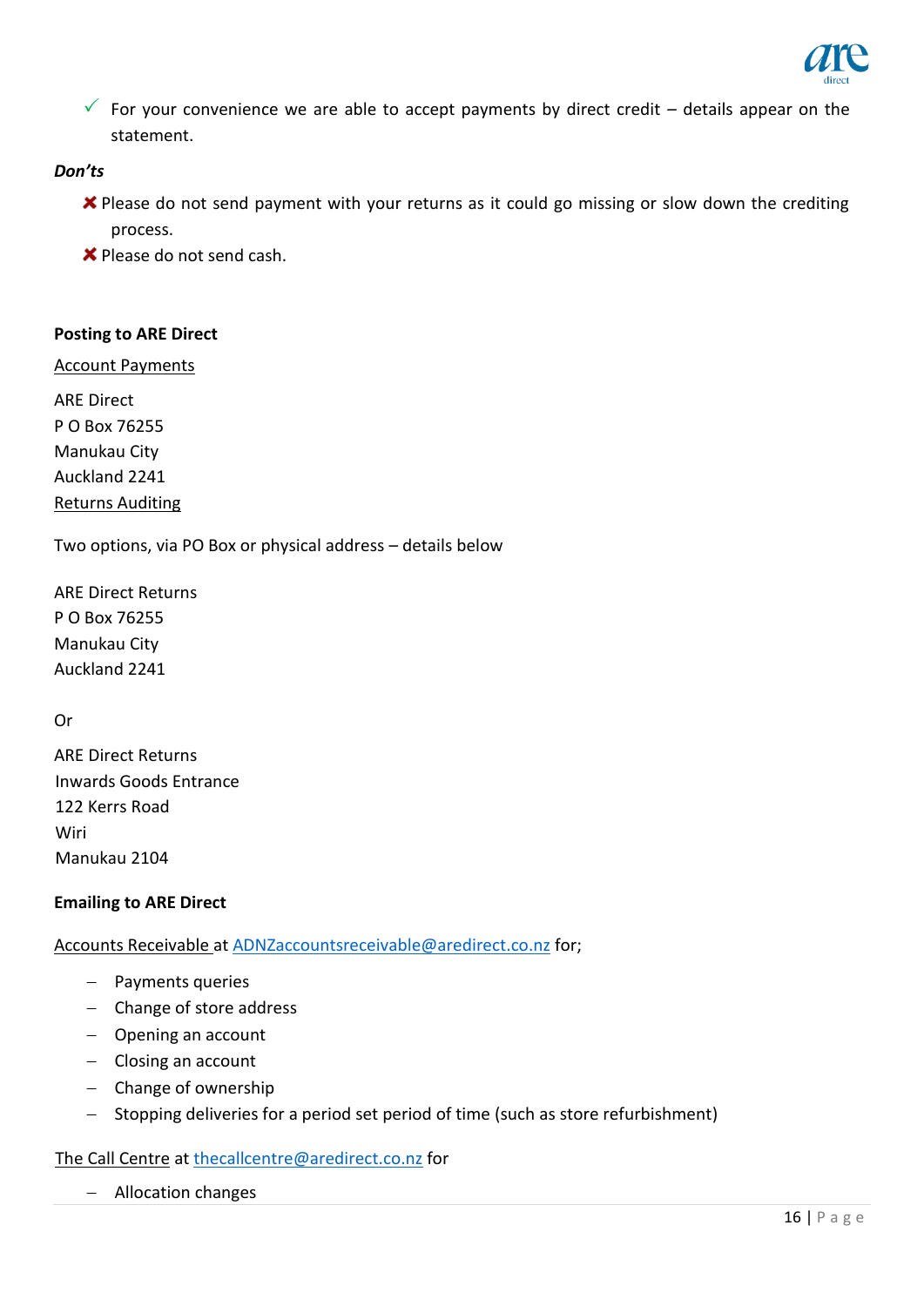- ✓ For your convenience we are able to accept payments by direct credit – details appear on the statement.

***Don'ts***

- ✘ Please do not send payment with your returns as it could go missing or slow down the crediting process.
- ✘ Please do not send cash.

**Posting to ARE Direct**

<u>Account Payments</u>

ARE Direct  
P O Box 76255  
Manukau City  
Auckland 2241

<u>Returns Auditing</u>

Two options, via PO Box or physical address – details below

ARE Direct Returns  
P O Box 76255  
Manukau City  
Auckland 2241

Or

ARE Direct Returns  
Inwards Goods Entrance  
122 Kerrs Road  
Wiri  
Manukau 2104

**Emailing to ARE Direct**

<u>Accounts Receivable</u> at ADNZaccountsreceivable@aredirect.co.nz for;

- Payments queries
- Change of store address
- Opening an account
- Closing an account
- Change of ownership
- Stopping deliveries for a period set period of time (such as store refurbishment)

<u>The Call Centre</u> at thecallcentre@aredirect.co.nz for

- Allocation changes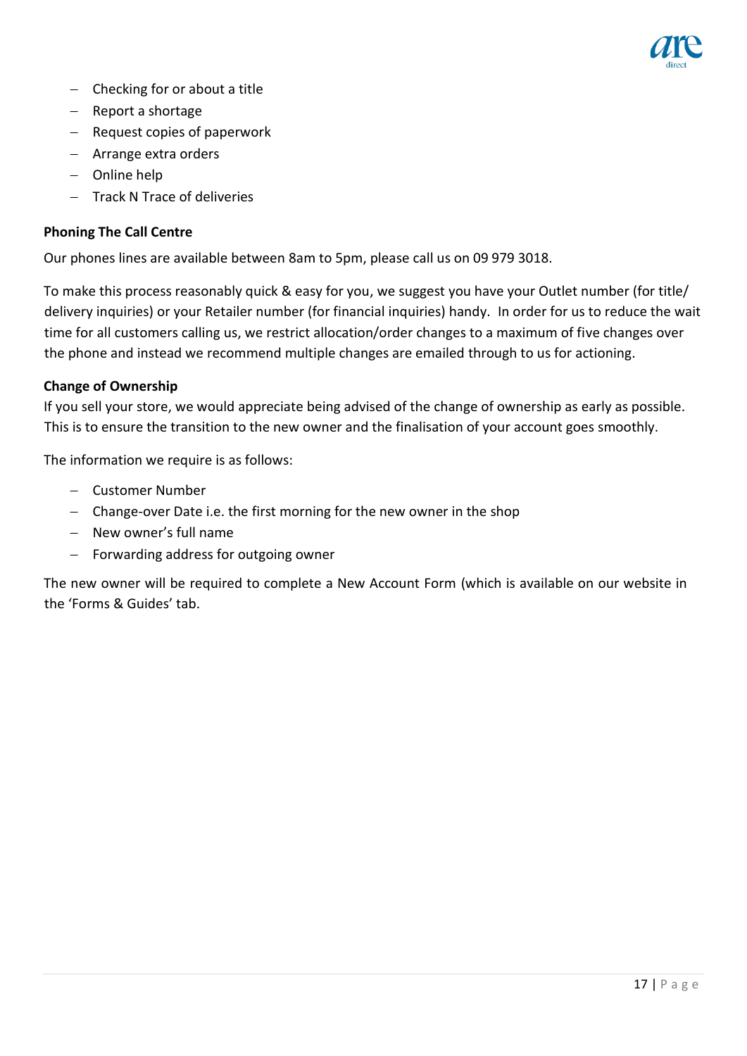- Checking for or about a title
- Report a shortage
- Request copies of paperwork
- Arrange extra orders
- Online help
- Track N Trace of deliveries

**Phoning The Call Centre**

Our phones lines are available between 8am to 5pm, please call us on 09 979 3018.

To make this process reasonably quick & easy for you, we suggest you have your Outlet number (for title/ delivery inquiries) or your Retailer number (for financial inquiries) handy. In order for us to reduce the wait time for all customers calling us, we restrict allocation/order changes to a maximum of five changes over the phone and instead we recommend multiple changes are emailed through to us for actioning.

**Change of Ownership**

If you sell your store, we would appreciate being advised of the change of ownership as early as possible. This is to ensure the transition to the new owner and the finalisation of your account goes smoothly.

The information we require is as follows:

- Customer Number
- Change-over Date i.e. the first morning for the new owner in the shop
- New owner's full name
- Forwarding address for outgoing owner

The new owner will be required to complete a New Account Form (which is available on our website in the 'Forms & Guides' tab.